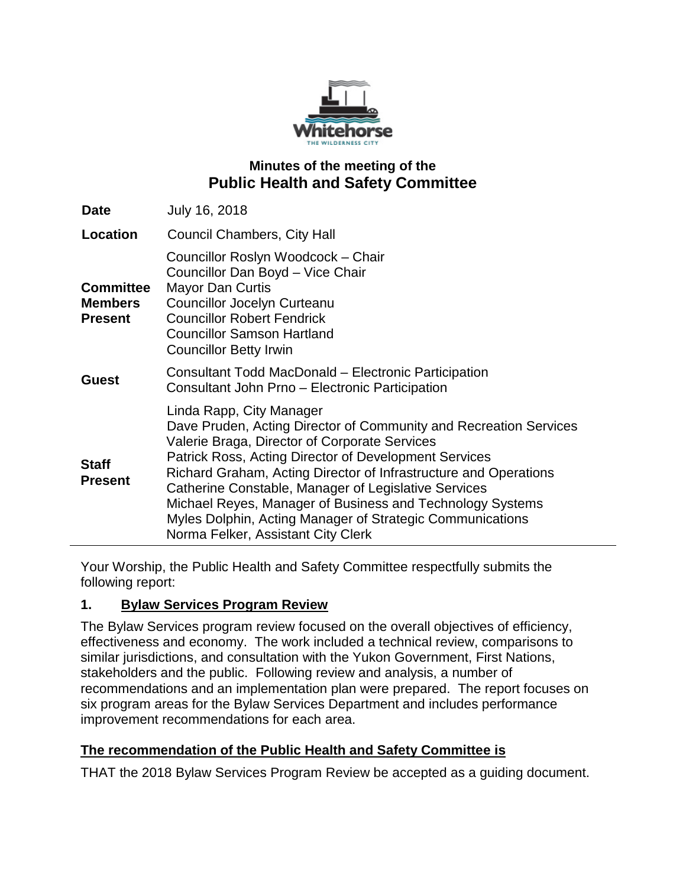# Minutes of the meeting of the
# Public Health and Safety Committee

| | |
|---|---|
| **Date** | July 16, 2018 |
| **Location** | Council Chambers, City Hall |
| **Committee Members Present** | Councillor Roslyn Woodcock – Chair<br>Councillor Dan Boyd – Vice Chair<br>Mayor Dan Curtis<br>Councillor Jocelyn Curteanu<br>Councillor Robert Fendrick<br>Councillor Samson Hartland<br>Councillor Betty Irwin |
| **Guest** | Consultant Todd MacDonald – Electronic Participation<br>Consultant John Prno – Electronic Participation |
| **Staff Present** | Linda Rapp, City Manager<br>Dave Pruden, Acting Director of Community and Recreation Services<br>Valerie Braga, Director of Corporate Services<br>Patrick Ross, Acting Director of Development Services<br>Richard Graham, Acting Director of Infrastructure and Operations<br>Catherine Constable, Manager of Legislative Services<br>Michael Reyes, Manager of Business and Technology Systems<br>Myles Dolphin, Acting Manager of Strategic Communications<br>Norma Felker, Assistant City Clerk |

Your Worship, the Public Health and Safety Committee respectfully submits the following report:

## 1. Bylaw Services Program Review

The Bylaw Services program review focused on the overall objectives of efficiency, effectiveness and economy. The work included a technical review, comparisons to similar jurisdictions, and consultation with the Yukon Government, First Nations, stakeholders and the public. Following review and analysis, a number of recommendations and an implementation plan were prepared. The report focuses on six program areas for the Bylaw Services Department and includes performance improvement recommendations for each area.

**The recommendation of the Public Health and Safety Committee is**

THAT the 2018 Bylaw Services Program Review be accepted as a guiding document.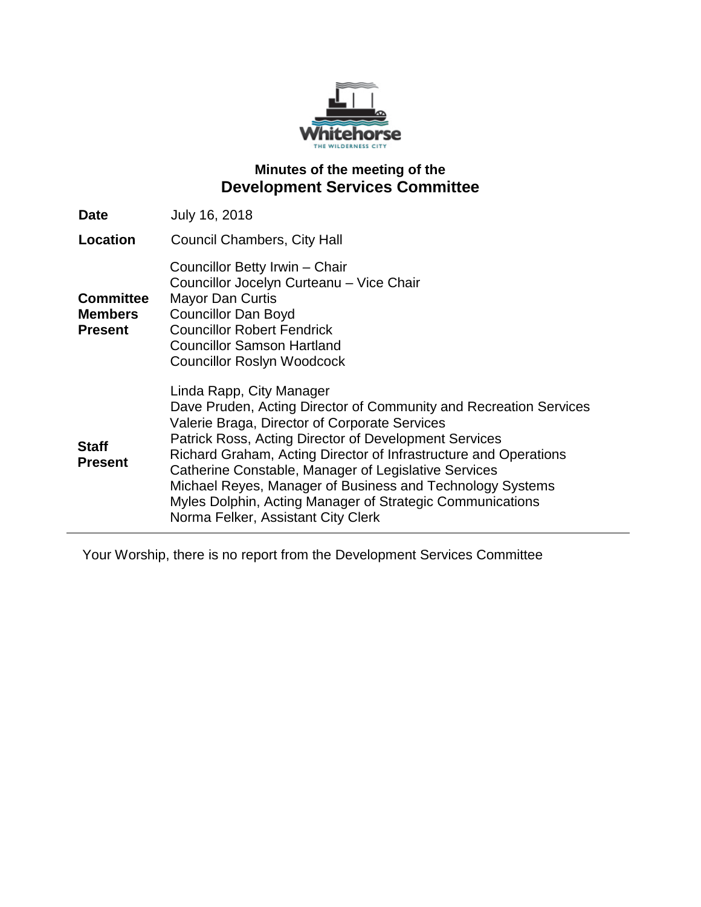## Minutes of the meeting of the

# Development Services Committee

| | |
|---|---|
| **Date** | July 16, 2018 |
| **Location** | Council Chambers, City Hall |
| **Committee Members Present** | Councillor Betty Irwin – Chair<br>Councillor Jocelyn Curteanu – Vice Chair<br>Mayor Dan Curtis<br>Councillor Dan Boyd<br>Councillor Robert Fendrick<br>Councillor Samson Hartland<br>Councillor Roslyn Woodcock |
| **Staff Present** | Linda Rapp, City Manager<br>Dave Pruden, Acting Director of Community and Recreation Services<br>Valerie Braga, Director of Corporate Services<br>Patrick Ross, Acting Director of Development Services<br>Richard Graham, Acting Director of Infrastructure and Operations<br>Catherine Constable, Manager of Legislative Services<br>Michael Reyes, Manager of Business and Technology Systems<br>Myles Dolphin, Acting Manager of Strategic Communications<br>Norma Felker, Assistant City Clerk |

---

Your Worship, there is no report from the Development Services Committee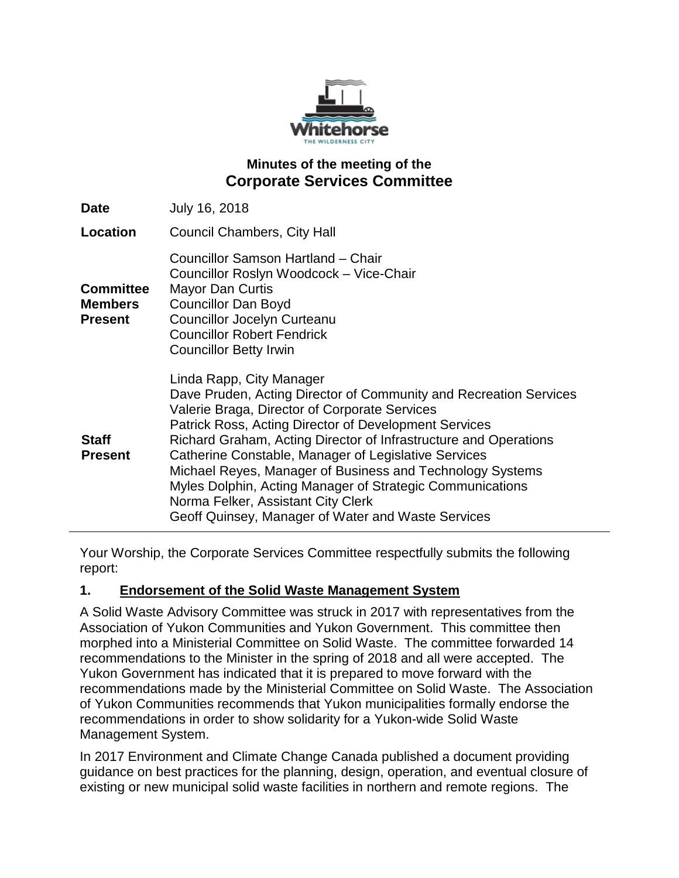## Minutes of the meeting of the
# Corporate Services Committee

| | |
|---|---|
| **Date** | July 16, 2018 |
| **Location** | Council Chambers, City Hall |
| **Committee Members Present** | Councillor Samson Hartland – Chair<br>Councillor Roslyn Woodcock – Vice-Chair<br>Mayor Dan Curtis<br>Councillor Dan Boyd<br>Councillor Jocelyn Curteanu<br>Councillor Robert Fendrick<br>Councillor Betty Irwin |
| **Staff Present** | Linda Rapp, City Manager<br>Dave Pruden, Acting Director of Community and Recreation Services<br>Valerie Braga, Director of Corporate Services<br>Patrick Ross, Acting Director of Development Services<br>Richard Graham, Acting Director of Infrastructure and Operations<br>Catherine Constable, Manager of Legislative Services<br>Michael Reyes, Manager of Business and Technology Systems<br>Myles Dolphin, Acting Manager of Strategic Communications<br>Norma Felker, Assistant City Clerk<br>Geoff Quinsey, Manager of Water and Waste Services |

Your Worship, the Corporate Services Committee respectfully submits the following report:

**1. Endorsement of the Solid Waste Management System**

A Solid Waste Advisory Committee was struck in 2017 with representatives from the Association of Yukon Communities and Yukon Government. This committee then morphed into a Ministerial Committee on Solid Waste. The committee forwarded 14 recommendations to the Minister in the spring of 2018 and all were accepted. The Yukon Government has indicated that it is prepared to move forward with the recommendations made by the Ministerial Committee on Solid Waste. The Association of Yukon Communities recommends that Yukon municipalities formally endorse the recommendations in order to show solidarity for a Yukon-wide Solid Waste Management System.

In 2017 Environment and Climate Change Canada published a document providing guidance on best practices for the planning, design, operation, and eventual closure of existing or new municipal solid waste facilities in northern and remote regions. The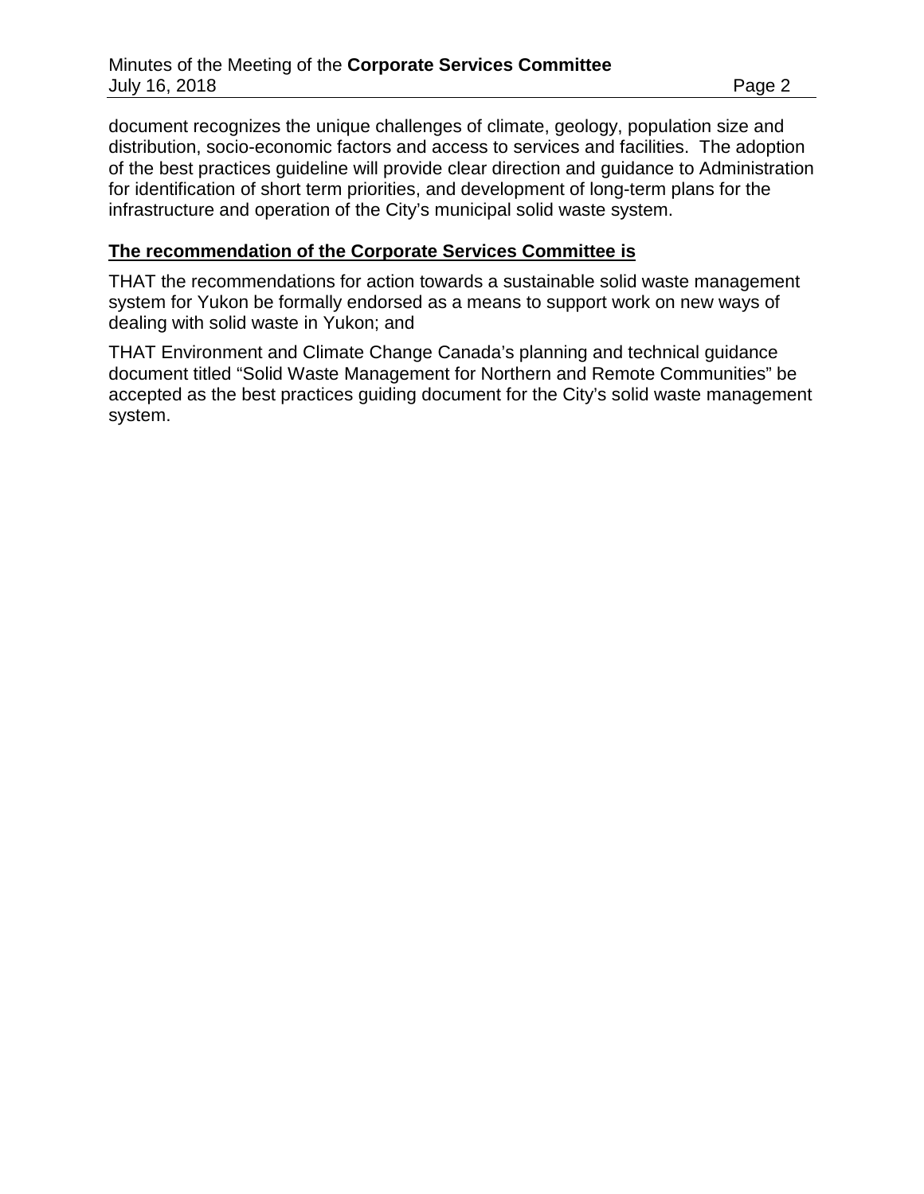document recognizes the unique challenges of climate, geology, population size and distribution, socio-economic factors and access to services and facilities. The adoption of the best practices guideline will provide clear direction and guidance to Administration for identification of short term priorities, and development of long-term plans for the infrastructure and operation of the City's municipal solid waste system.

**The recommendation of the Corporate Services Committee is**

THAT the recommendations for action towards a sustainable solid waste management system for Yukon be formally endorsed as a means to support work on new ways of dealing with solid waste in Yukon; and

THAT Environment and Climate Change Canada's planning and technical guidance document titled "Solid Waste Management for Northern and Remote Communities" be accepted as the best practices guiding document for the City's solid waste management system.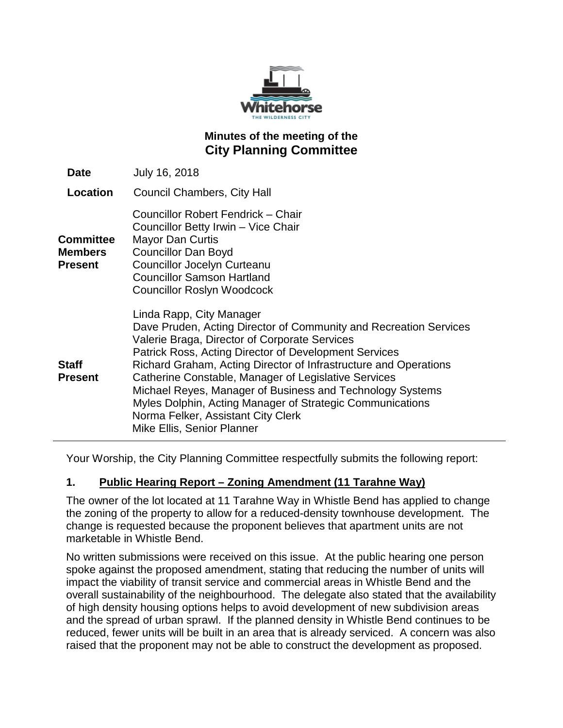# Minutes of the meeting of the
# City Planning Committee

| | |
|---|---|
| **Date** | July 16, 2018 |
| **Location** | Council Chambers, City Hall |
| **Committee Members Present** | Councillor Robert Fendrick – Chair<br>Councillor Betty Irwin – Vice Chair<br>Mayor Dan Curtis<br>Councillor Dan Boyd<br>Councillor Jocelyn Curteanu<br>Councillor Samson Hartland<br>Councillor Roslyn Woodcock |
| **Staff Present** | Linda Rapp, City Manager<br>Dave Pruden, Acting Director of Community and Recreation Services<br>Valerie Braga, Director of Corporate Services<br>Patrick Ross, Acting Director of Development Services<br>Richard Graham, Acting Director of Infrastructure and Operations<br>Catherine Constable, Manager of Legislative Services<br>Michael Reyes, Manager of Business and Technology Systems<br>Myles Dolphin, Acting Manager of Strategic Communications<br>Norma Felker, Assistant City Clerk<br>Mike Ellis, Senior Planner |

Your Worship, the City Planning Committee respectfully submits the following report:

## 1. Public Hearing Report – Zoning Amendment (11 Tarahne Way)

The owner of the lot located at 11 Tarahne Way in Whistle Bend has applied to change the zoning of the property to allow for a reduced-density townhouse development. The change is requested because the proponent believes that apartment units are not marketable in Whistle Bend.

No written submissions were received on this issue. At the public hearing one person spoke against the proposed amendment, stating that reducing the number of units will impact the viability of transit service and commercial areas in Whistle Bend and the overall sustainability of the neighbourhood. The delegate also stated that the availability of high density housing options helps to avoid development of new subdivision areas and the spread of urban sprawl. If the planned density in Whistle Bend continues to be reduced, fewer units will be built in an area that is already serviced. A concern was also raised that the proponent may not be able to construct the development as proposed.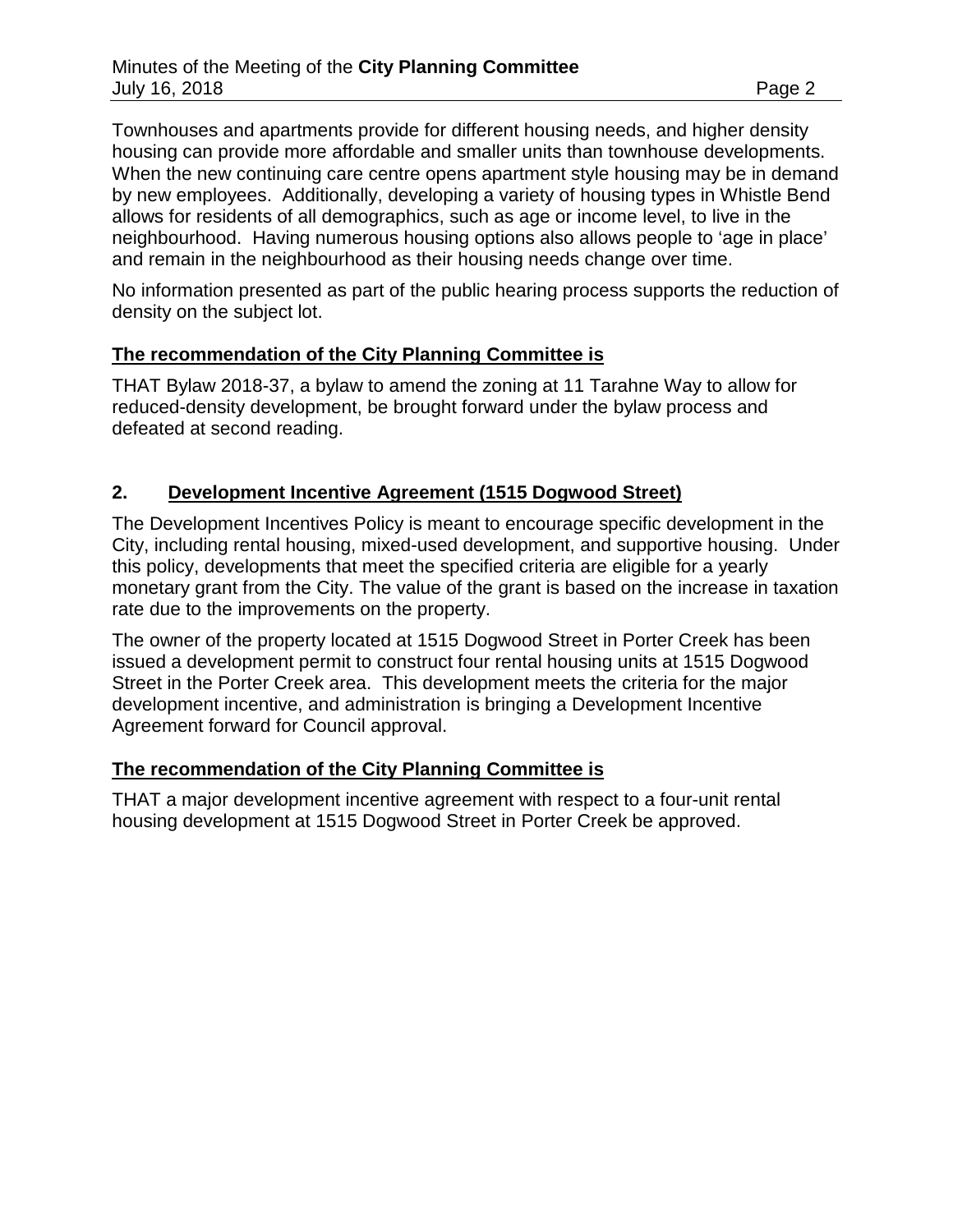Townhouses and apartments provide for different housing needs, and higher density housing can provide more affordable and smaller units than townhouse developments. When the new continuing care centre opens apartment style housing may be in demand by new employees. Additionally, developing a variety of housing types in Whistle Bend allows for residents of all demographics, such as age or income level, to live in the neighbourhood. Having numerous housing options also allows people to 'age in place' and remain in the neighbourhood as their housing needs change over time.

No information presented as part of the public hearing process supports the reduction of density on the subject lot.

**The recommendation of the City Planning Committee is**

THAT Bylaw 2018-37, a bylaw to amend the zoning at 11 Tarahne Way to allow for reduced-density development, be brought forward under the bylaw process and defeated at second reading.

## 2. Development Incentive Agreement (1515 Dogwood Street)

The Development Incentives Policy is meant to encourage specific development in the City, including rental housing, mixed-used development, and supportive housing. Under this policy, developments that meet the specified criteria are eligible for a yearly monetary grant from the City. The value of the grant is based on the increase in taxation rate due to the improvements on the property.

The owner of the property located at 1515 Dogwood Street in Porter Creek has been issued a development permit to construct four rental housing units at 1515 Dogwood Street in the Porter Creek area. This development meets the criteria for the major development incentive, and administration is bringing a Development Incentive Agreement forward for Council approval.

**The recommendation of the City Planning Committee is**

THAT a major development incentive agreement with respect to a four-unit rental housing development at 1515 Dogwood Street in Porter Creek be approved.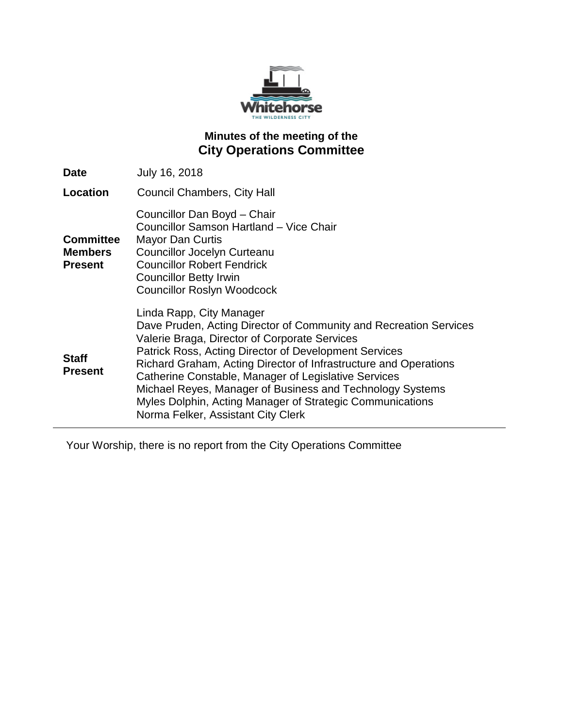# Minutes of the meeting of the
## City Operations Committee

| | |
|---|---|
| **Date** | July 16, 2018 |
| **Location** | Council Chambers, City Hall |
| **Committee Members Present** | Councillor Dan Boyd – Chair<br>Councillor Samson Hartland – Vice Chair<br>Mayor Dan Curtis<br>Councillor Jocelyn Curteanu<br>Councillor Robert Fendrick<br>Councillor Betty Irwin<br>Councillor Roslyn Woodcock |
| **Staff Present** | Linda Rapp, City Manager<br>Dave Pruden, Acting Director of Community and Recreation Services<br>Valerie Braga, Director of Corporate Services<br>Patrick Ross, Acting Director of Development Services<br>Richard Graham, Acting Director of Infrastructure and Operations<br>Catherine Constable, Manager of Legislative Services<br>Michael Reyes, Manager of Business and Technology Systems<br>Myles Dolphin, Acting Manager of Strategic Communications<br>Norma Felker, Assistant City Clerk |

Your Worship, there is no report from the City Operations Committee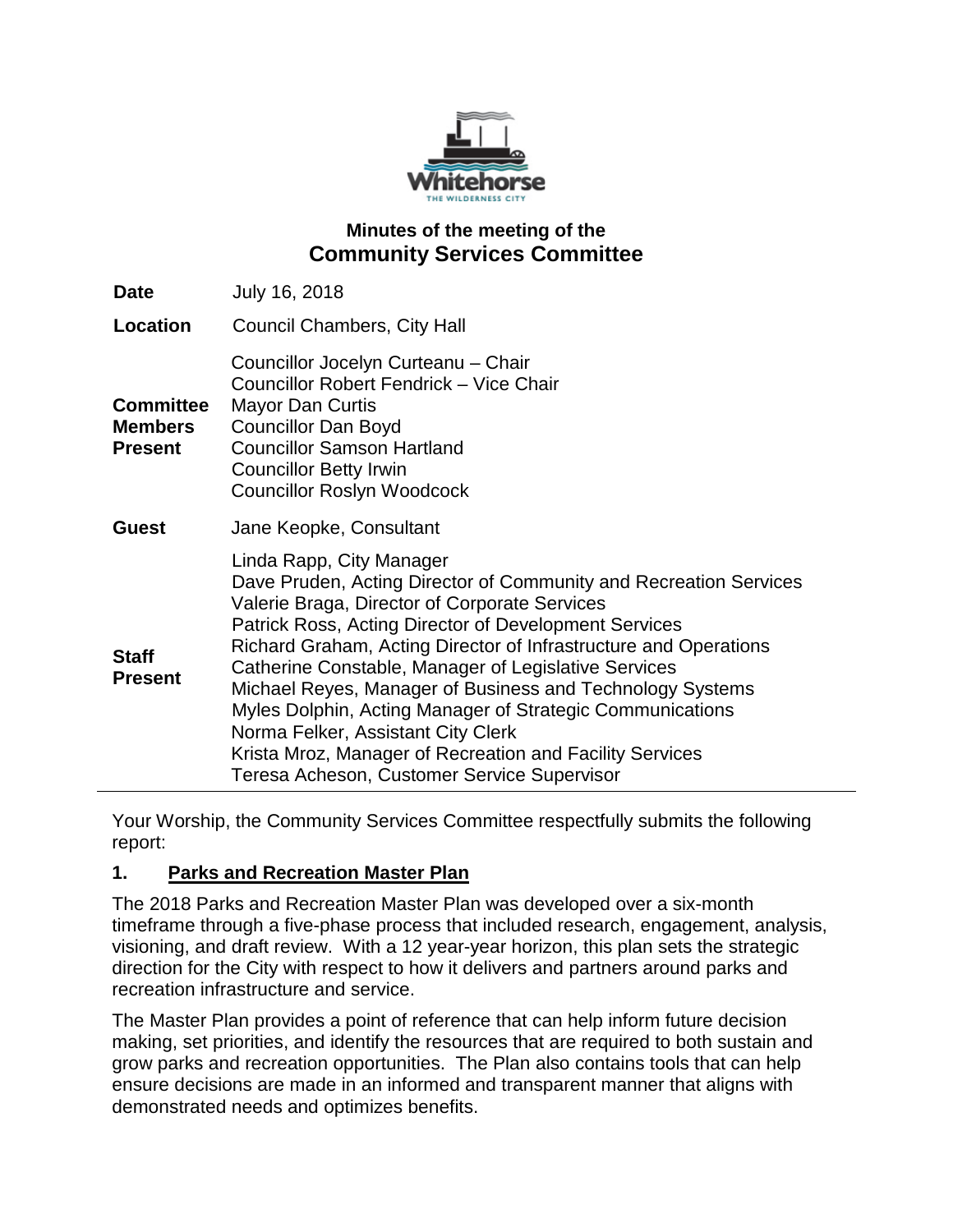## Minutes of the meeting of the
# Community Services Committee

| | |
|---|---|
| **Date** | July 16, 2018 |
| **Location** | Council Chambers, City Hall |
| **Committee Members Present** | Councillor Jocelyn Curteanu – Chair<br>Councillor Robert Fendrick – Vice Chair<br>Mayor Dan Curtis<br>Councillor Dan Boyd<br>Councillor Samson Hartland<br>Councillor Betty Irwin<br>Councillor Roslyn Woodcock |
| **Guest** | Jane Keopke, Consultant |
| **Staff Present** | Linda Rapp, City Manager<br>Dave Pruden, Acting Director of Community and Recreation Services<br>Valerie Braga, Director of Corporate Services<br>Patrick Ross, Acting Director of Development Services<br>Richard Graham, Acting Director of Infrastructure and Operations<br>Catherine Constable, Manager of Legislative Services<br>Michael Reyes, Manager of Business and Technology Systems<br>Myles Dolphin, Acting Manager of Strategic Communications<br>Norma Felker, Assistant City Clerk<br>Krista Mroz, Manager of Recreation and Facility Services<br>Teresa Acheson, Customer Service Supervisor |

Your Worship, the Community Services Committee respectfully submits the following report:

### 1. Parks and Recreation Master Plan

The 2018 Parks and Recreation Master Plan was developed over a six-month timeframe through a five-phase process that included research, engagement, analysis, visioning, and draft review. With a 12 year-year horizon, this plan sets the strategic direction for the City with respect to how it delivers and partners around parks and recreation infrastructure and service.

The Master Plan provides a point of reference that can help inform future decision making, set priorities, and identify the resources that are required to both sustain and grow parks and recreation opportunities. The Plan also contains tools that can help ensure decisions are made in an informed and transparent manner that aligns with demonstrated needs and optimizes benefits.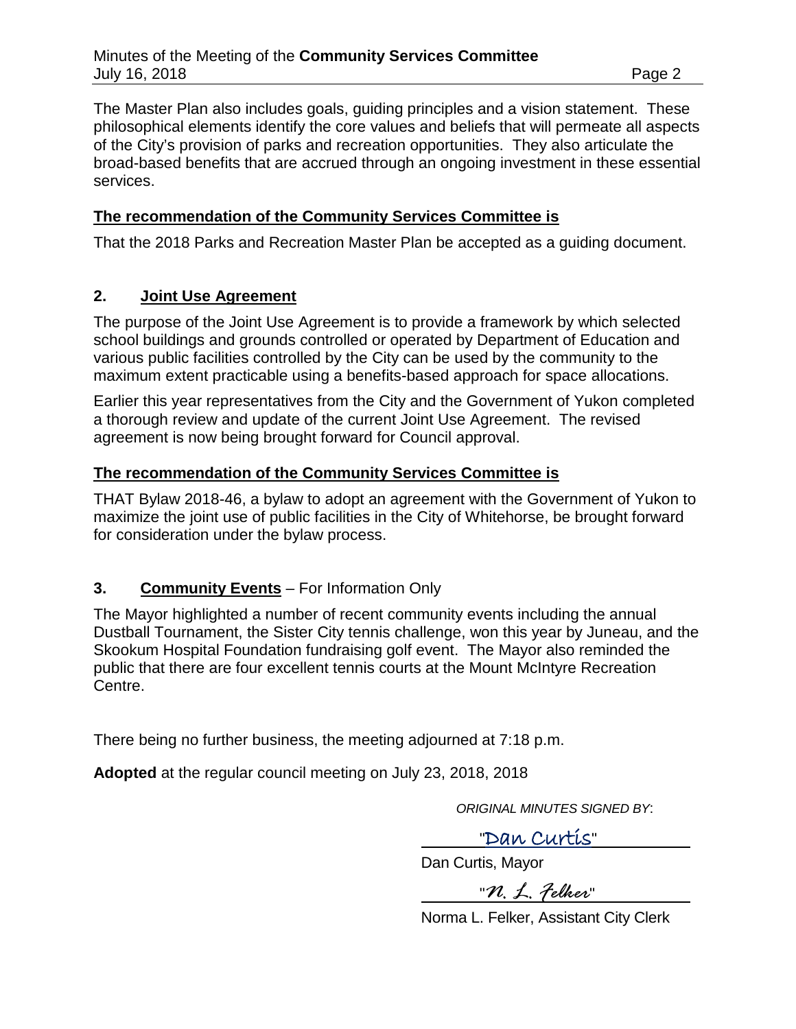The Master Plan also includes goals, guiding principles and a vision statement. These philosophical elements identify the core values and beliefs that will permeate all aspects of the City's provision of parks and recreation opportunities. They also articulate the broad-based benefits that are accrued through an ongoing investment in these essential services.

**The recommendation of the Community Services Committee is**

That the 2018 Parks and Recreation Master Plan be accepted as a guiding document.

## 2. Joint Use Agreement

The purpose of the Joint Use Agreement is to provide a framework by which selected school buildings and grounds controlled or operated by Department of Education and various public facilities controlled by the City can be used by the community to the maximum extent practicable using a benefits-based approach for space allocations.

Earlier this year representatives from the City and the Government of Yukon completed a thorough review and update of the current Joint Use Agreement. The revised agreement is now being brought forward for Council approval.

**The recommendation of the Community Services Committee is**

THAT Bylaw 2018-46, a bylaw to adopt an agreement with the Government of Yukon to maximize the joint use of public facilities in the City of Whitehorse, be brought forward for consideration under the bylaw process.

## 3. Community Events – For Information Only

The Mayor highlighted a number of recent community events including the annual Dustball Tournament, the Sister City tennis challenge, won this year by Juneau, and the Skookum Hospital Foundation fundraising golf event. The Mayor also reminded the public that there are four excellent tennis courts at the Mount McIntyre Recreation Centre.

There being no further business, the meeting adjourned at 7:18 p.m.

**Adopted** at the regular council meeting on July 23, 2018, 2018

*ORIGINAL MINUTES SIGNED BY*:

"Dan Curtis"

Dan Curtis, Mayor

"N. L. Felker"

Norma L. Felker, Assistant City Clerk